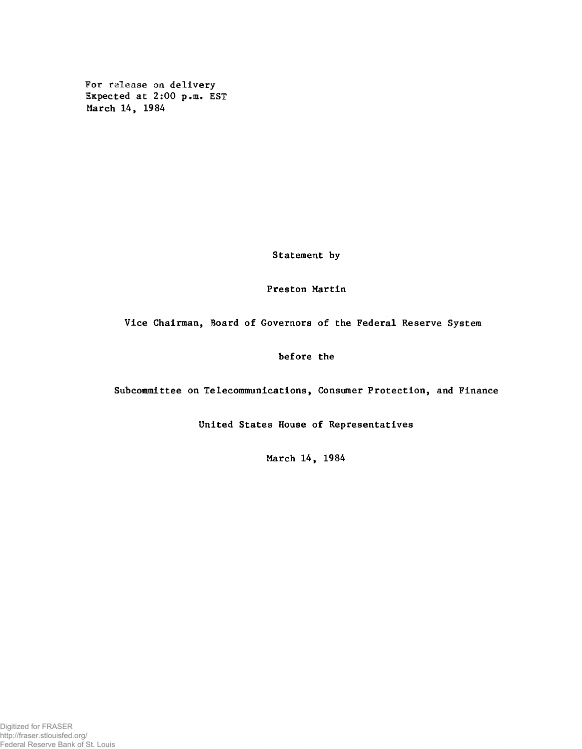For release on delivery
Expected at 2:00 p.m. EST
March 14, 1984

Statement by

Preston Martin

Vice Chairman, Board of Governors of the Federal Reserve System

before the

Subcommittee on Telecommunications, Consumer Protection, and Finance

United States House of Representatives

March 14, 1984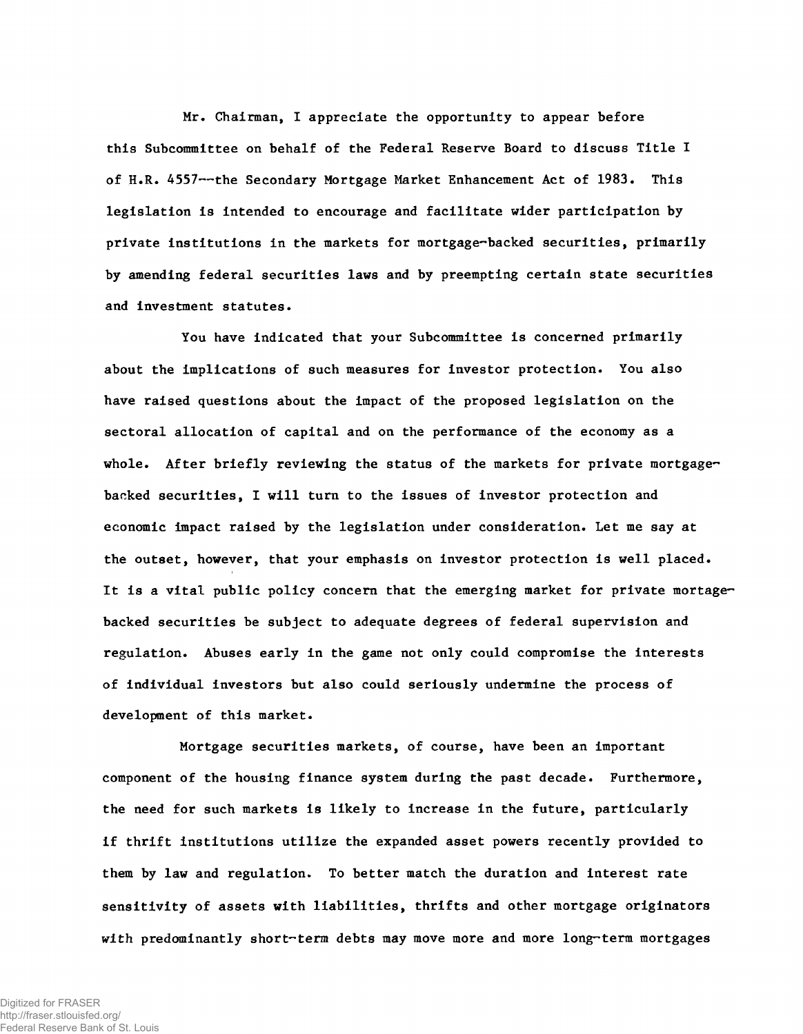Mr. Chairman, I appreciate the opportunity to appear before this Subcommittee on behalf of the Federal Reserve Board to discuss Title I of H.R. 4557--the Secondary Mortgage Market Enhancement Act of 1983. This legislation is intended to encourage and facilitate wider participation by private institutions in the markets for mortgage-backed securities, primarily by amending federal securities laws and by preempting certain state securities and investment statutes.

You have indicated that your Subcommittee is concerned primarily about the implications of such measures for investor protection. You also have raised questions about the impact of the proposed legislation on the sectoral allocation of capital and on the performance of the economy as a whole. After briefly reviewing the status of the markets for private mortgage-backed securities, I will turn to the issues of investor protection and economic impact raised by the legislation under consideration. Let me say at the outset, however, that your emphasis on investor protection is well placed. It is a vital public policy concern that the emerging market for private mortage-backed securities be subject to adequate degrees of federal supervision and regulation. Abuses early in the game not only could compromise the interests of individual investors but also could seriously undermine the process of development of this market.

Mortgage securities markets, of course, have been an important component of the housing finance system during the past decade. Furthermore, the need for such markets is likely to increase in the future, particularly if thrift institutions utilize the expanded asset powers recently provided to them by law and regulation. To better match the duration and interest rate sensitivity of assets with liabilities, thrifts and other mortgage originators with predominantly short-term debts may move more and more long-term mortgages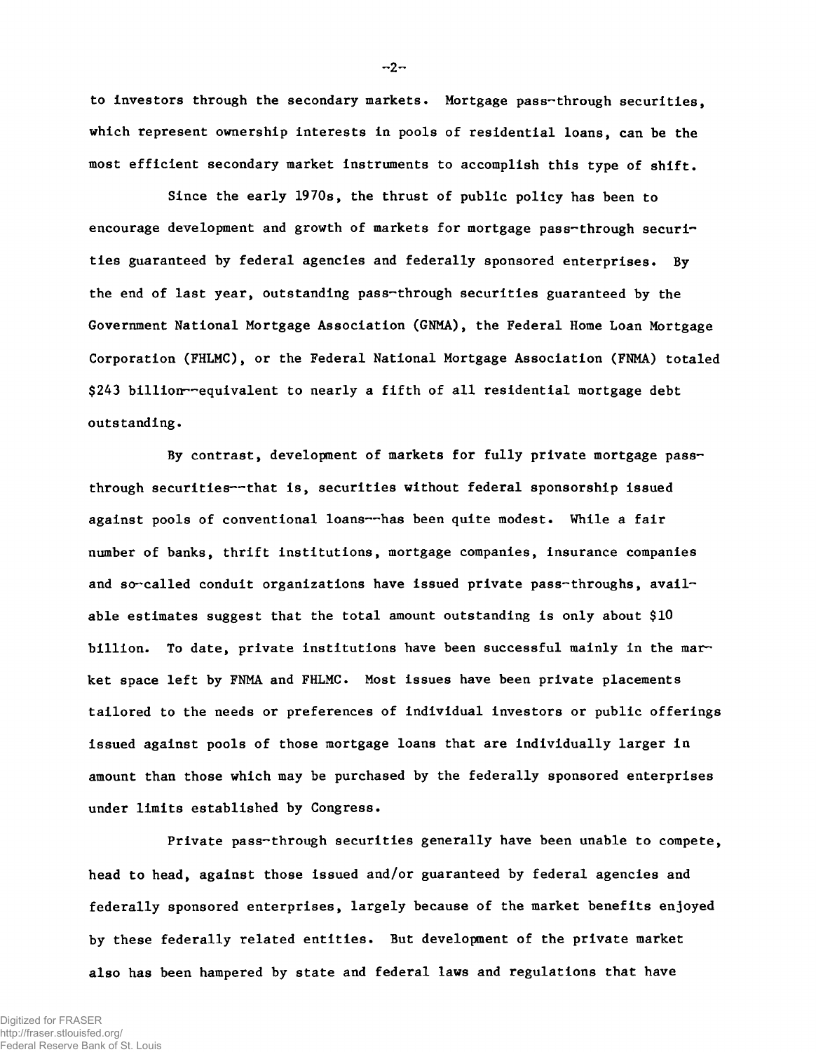to investors through the secondary markets. Mortgage pass-through securities, which represent ownership interests in pools of residential loans, can be the most efficient secondary market instruments to accomplish this type of shift.

Since the early 1970s, the thrust of public policy has been to encourage development and growth of markets for mortgage pass-through securities guaranteed by federal agencies and federally sponsored enterprises. By the end of last year, outstanding pass-through securities guaranteed by the Government National Mortgage Association (GNMA), the Federal Home Loan Mortgage Corporation (FHLMC), or the Federal National Mortgage Association (FNMA) totaled $243 billion--equivalent to nearly a fifth of all residential mortgage debt outstanding.

By contrast, development of markets for fully private mortgage pass-through securities--that is, securities without federal sponsorship issued against pools of conventional loans--has been quite modest. While a fair number of banks, thrift institutions, mortgage companies, insurance companies and so-called conduit organizations have issued private pass-throughs, available estimates suggest that the total amount outstanding is only about $10 billion. To date, private institutions have been successful mainly in the market space left by FNMA and FHLMC. Most issues have been private placements tailored to the needs or preferences of individual investors or public offerings issued against pools of those mortgage loans that are individually larger in amount than those which may be purchased by the federally sponsored enterprises under limits established by Congress.

Private pass-through securities generally have been unable to compete, head to head, against those issued and/or guaranteed by federal agencies and federally sponsored enterprises, largely because of the market benefits enjoyed by these federally related entities. But development of the private market also has been hampered by state and federal laws and regulations that have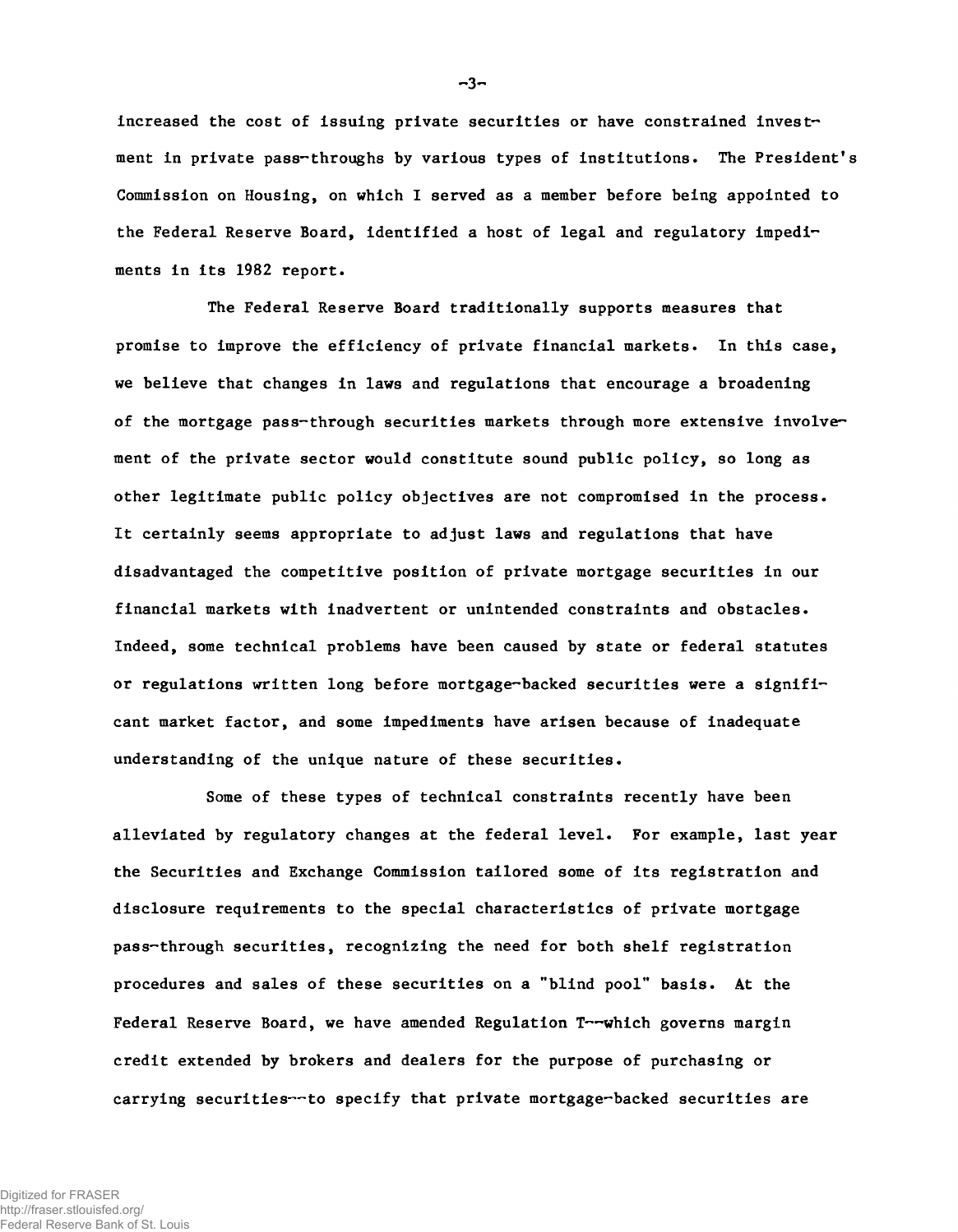increased the cost of issuing private securities or have constrained investment in private pass-throughs by various types of institutions. The President's Commission on Housing, on which I served as a member before being appointed to the Federal Reserve Board, identified a host of legal and regulatory impediments in its 1982 report.

The Federal Reserve Board traditionally supports measures that promise to improve the efficiency of private financial markets. In this case, we believe that changes in laws and regulations that encourage a broadening of the mortgage pass-through securities markets through more extensive involvement of the private sector would constitute sound public policy, so long as other legitimate public policy objectives are not compromised in the process. It certainly seems appropriate to adjust laws and regulations that have disadvantaged the competitive position of private mortgage securities in our financial markets with inadvertent or unintended constraints and obstacles. Indeed, some technical problems have been caused by state or federal statutes or regulations written long before mortgage-backed securities were a significant market factor, and some impediments have arisen because of inadequate understanding of the unique nature of these securities.

Some of these types of technical constraints recently have been alleviated by regulatory changes at the federal level. For example, last year the Securities and Exchange Commission tailored some of its registration and disclosure requirements to the special characteristics of private mortgage pass-through securities, recognizing the need for both shelf registration procedures and sales of these securities on a "blind pool" basis. At the Federal Reserve Board, we have amended Regulation T--which governs margin credit extended by brokers and dealers for the purpose of purchasing or carrying securities--to specify that private mortgage-backed securities are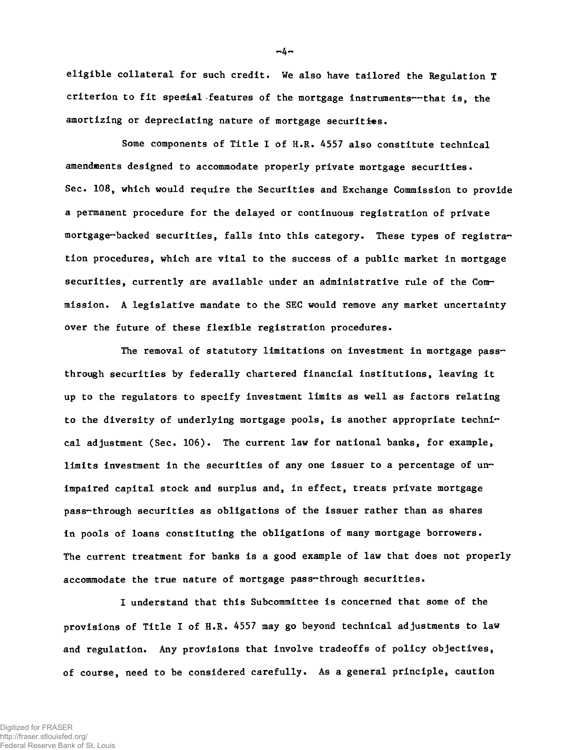eligible collateral for such credit. We also have tailored the Regulation T criterion to fit special features of the mortgage instruments--that is, the amortizing or depreciating nature of mortgage securities.

Some components of Title I of H.R. 4557 also constitute technical amendments designed to accommodate properly private mortgage securities. Sec. 108, which would require the Securities and Exchange Commission to provide a permanent procedure for the delayed or continuous registration of private mortgage-backed securities, falls into this category. These types of registration procedures, which are vital to the success of a public market in mortgage securities, currently are available under an administrative rule of the Commission. A legislative mandate to the SEC would remove any market uncertainty over the future of these flexible registration procedures.

The removal of statutory limitations on investment in mortgage pass-through securities by federally chartered financial institutions, leaving it up to the regulators to specify investment limits as well as factors relating to the diversity of underlying mortgage pools, is another appropriate technical adjustment (Sec. 106). The current law for national banks, for example, limits investment in the securities of any one issuer to a percentage of unimpaired capital stock and surplus and, in effect, treats private mortgage pass-through securities as obligations of the issuer rather than as shares in pools of loans constituting the obligations of many mortgage borrowers. The current treatment for banks is a good example of law that does not properly accommodate the true nature of mortgage pass-through securities.

I understand that this Subcommittee is concerned that some of the provisions of Title I of H.R. 4557 may go beyond technical adjustments to law and regulation. Any provisions that involve tradeoffs of policy objectives, of course, need to be considered carefully. As a general principle, caution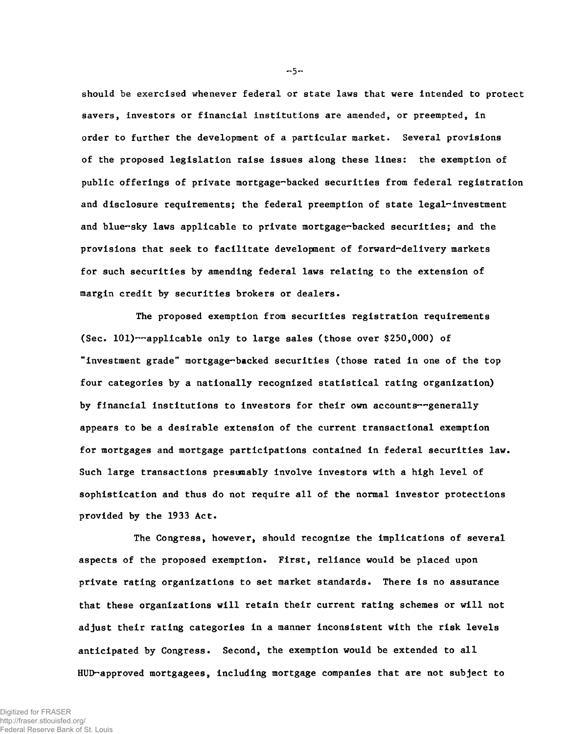should be exercised whenever federal or state laws that were intended to protect savers, investors or financial institutions are amended, or preempted, in order to further the development of a particular market. Several provisions of the proposed legislation raise issues along these lines: the exemption of public offerings of private mortgage-backed securities from federal registration and disclosure requirements; the federal preemption of state legal-investment and blue-sky laws applicable to private mortgage-backed securities; and the provisions that seek to facilitate development of forward-delivery markets for such securities by amending federal laws relating to the extension of margin credit by securities brokers or dealers.

The proposed exemption from securities registration requirements (Sec. 101)--applicable only to large sales (those over $250,000) of "investment grade" mortgage-backed securities (those rated in one of the top four categories by a nationally recognized statistical rating organization) by financial institutions to investors for their own accounts--generally appears to be a desirable extension of the current transactional exemption for mortgages and mortgage participations contained in federal securities law. Such large transactions presumably involve investors with a high level of sophistication and thus do not require all of the normal investor protections provided by the 1933 Act.

The Congress, however, should recognize the implications of several aspects of the proposed exemption. First, reliance would be placed upon private rating organizations to set market standards. There is no assurance that these organizations will retain their current rating schemes or will not adjust their rating categories in a manner inconsistent with the risk levels anticipated by Congress. Second, the exemption would be extended to all HUD-approved mortgagees, including mortgage companies that are not subject to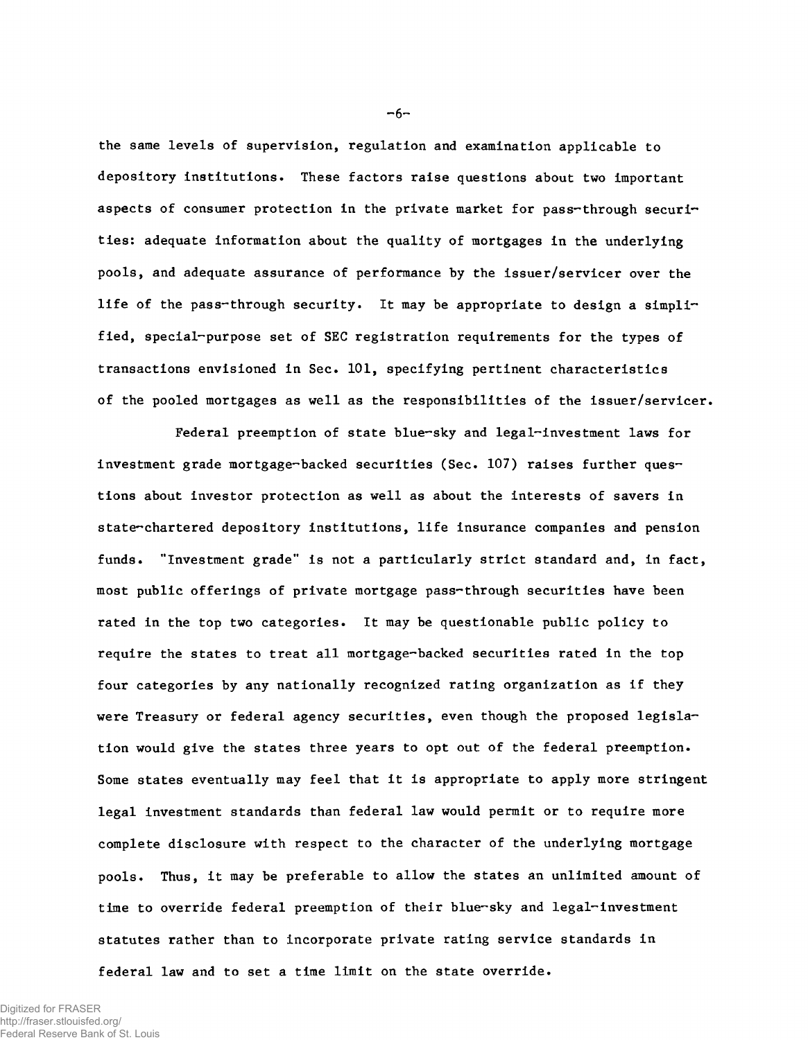the same levels of supervision, regulation and examination applicable to depository institutions. These factors raise questions about two important aspects of consumer protection in the private market for pass-through securities: adequate information about the quality of mortgages in the underlying pools, and adequate assurance of performance by the issuer/servicer over the life of the pass-through security. It may be appropriate to design a simplified, special-purpose set of SEC registration requirements for the types of transactions envisioned in Sec. 101, specifying pertinent characteristics of the pooled mortgages as well as the responsibilities of the issuer/servicer.

Federal preemption of state blue-sky and legal-investment laws for investment grade mortgage-backed securities (Sec. 107) raises further questions about investor protection as well as about the interests of savers in state-chartered depository institutions, life insurance companies and pension funds. "Investment grade" is not a particularly strict standard and, in fact, most public offerings of private mortgage pass-through securities have been rated in the top two categories. It may be questionable public policy to require the states to treat all mortgage-backed securities rated in the top four categories by any nationally recognized rating organization as if they were Treasury or federal agency securities, even though the proposed legislation would give the states three years to opt out of the federal preemption. Some states eventually may feel that it is appropriate to apply more stringent legal investment standards than federal law would permit or to require more complete disclosure with respect to the character of the underlying mortgage pools. Thus, it may be preferable to allow the states an unlimited amount of time to override federal preemption of their blue-sky and legal-investment statutes rather than to incorporate private rating service standards in federal law and to set a time limit on the state override.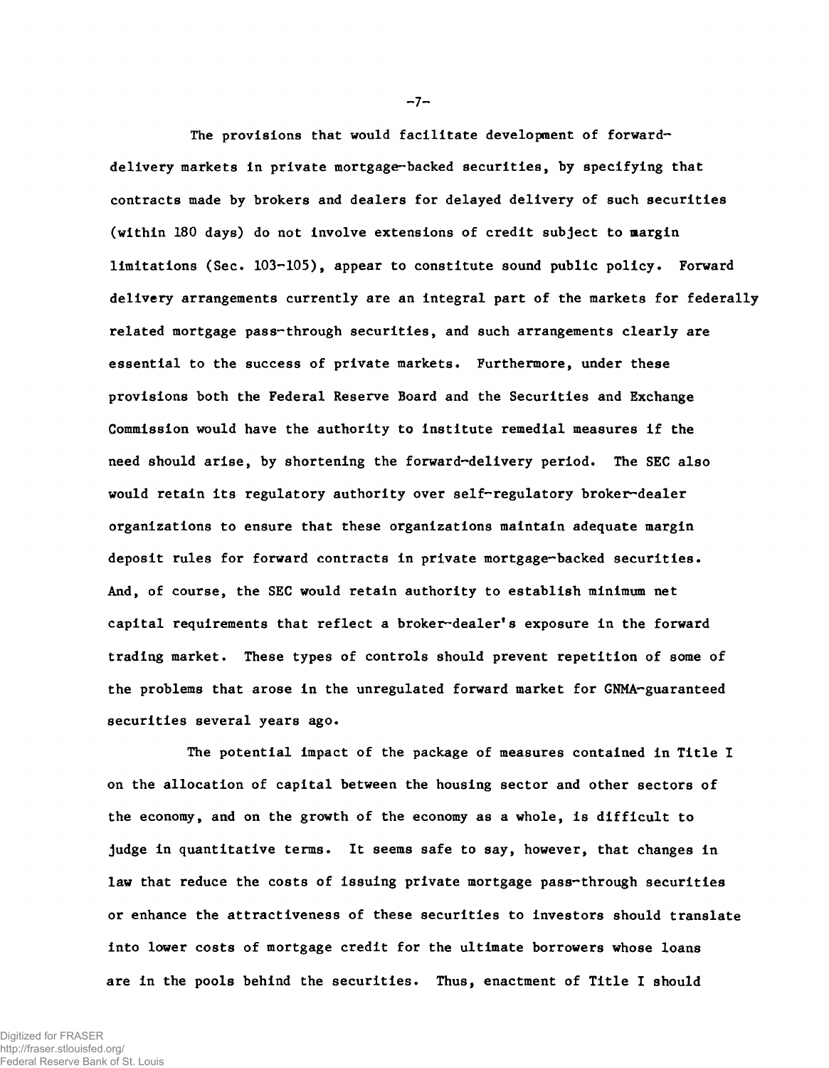The provisions that would facilitate development of forward-delivery markets in private mortgage-backed securities, by specifying that contracts made by brokers and dealers for delayed delivery of such securities (within 180 days) do not involve extensions of credit subject to margin limitations (Sec. 103-105), appear to constitute sound public policy. Forward delivery arrangements currently are an integral part of the markets for federally related mortgage pass-through securities, and such arrangements clearly are essential to the success of private markets. Furthermore, under these provisions both the Federal Reserve Board and the Securities and Exchange Commission would have the authority to institute remedial measures if the need should arise, by shortening the forward-delivery period. The SEC also would retain its regulatory authority over self-regulatory broker-dealer organizations to ensure that these organizations maintain adequate margin deposit rules for forward contracts in private mortgage-backed securities. And, of course, the SEC would retain authority to establish minimum net capital requirements that reflect a broker-dealer's exposure in the forward trading market. These types of controls should prevent repetition of some of the problems that arose in the unregulated forward market for GNMA-guaranteed securities several years ago.

The potential impact of the package of measures contained in Title I on the allocation of capital between the housing sector and other sectors of the economy, and on the growth of the economy as a whole, is difficult to judge in quantitative terms. It seems safe to say, however, that changes in law that reduce the costs of issuing private mortgage pass-through securities or enhance the attractiveness of these securities to investors should translate into lower costs of mortgage credit for the ultimate borrowers whose loans are in the pools behind the securities. Thus, enactment of Title I should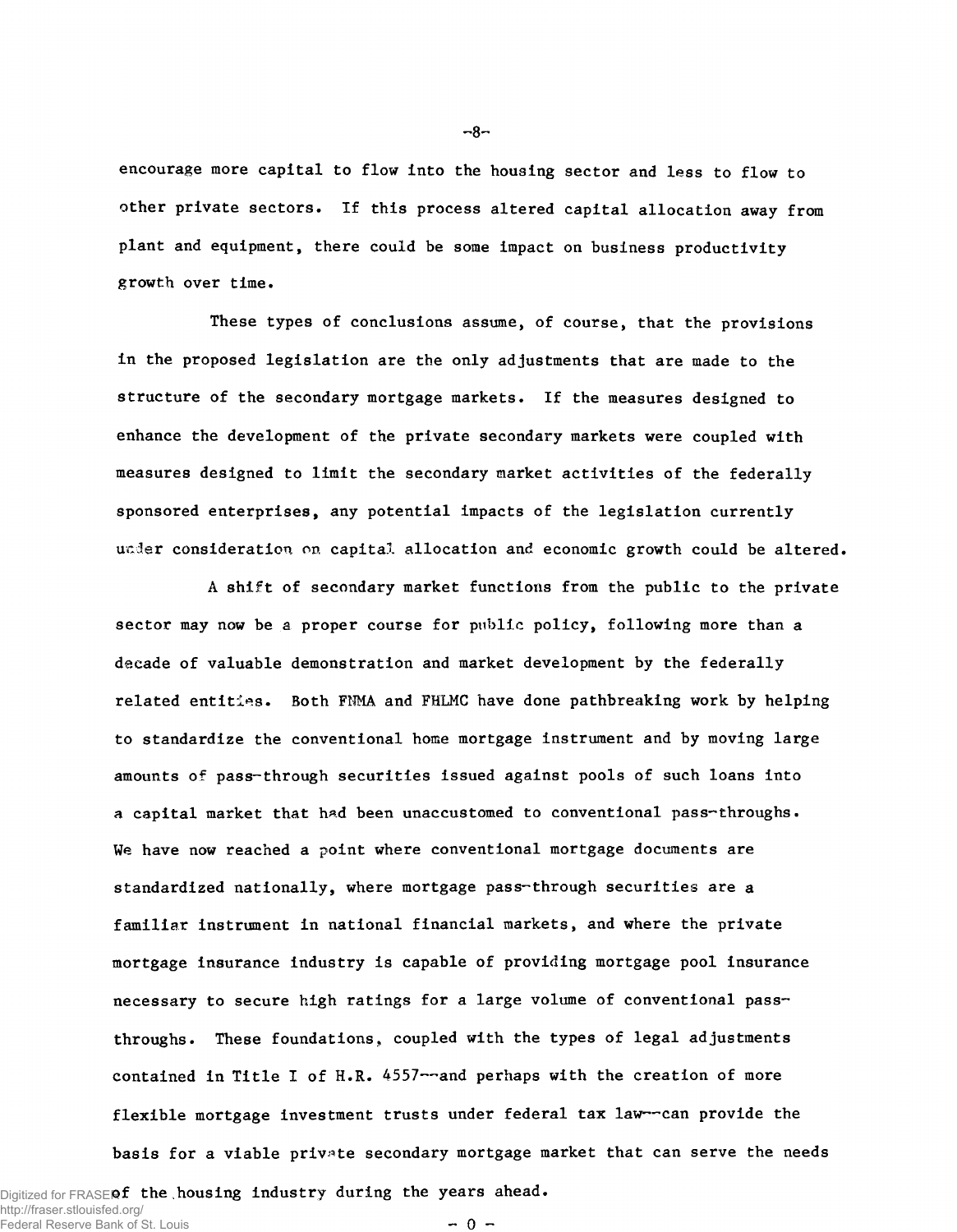encourage more capital to flow into the housing sector and less to flow to other private sectors. If this process altered capital allocation away from plant and equipment, there could be some impact on business productivity growth over time.

These types of conclusions assume, of course, that the provisions in the proposed legislation are the only adjustments that are made to the structure of the secondary mortgage markets. If the measures designed to enhance the development of the private secondary markets were coupled with measures designed to limit the secondary market activities of the federally sponsored enterprises, any potential impacts of the legislation currently under consideration on capital allocation and economic growth could be altered.

A shift of secondary market functions from the public to the private sector may now be a proper course for public policy, following more than a decade of valuable demonstration and market development by the federally related entities. Both FNMA and FHLMC have done pathbreaking work by helping to standardize the conventional home mortgage instrument and by moving large amounts of pass-through securities issued against pools of such loans into a capital market that had been unaccustomed to conventional pass-throughs. We have now reached a point where conventional mortgage documents are standardized nationally, where mortgage pass-through securities are a familiar instrument in national financial markets, and where the private mortgage insurance industry is capable of providing mortgage pool insurance necessary to secure high ratings for a large volume of conventional pass-throughs. These foundations, coupled with the types of legal adjustments contained in Title I of H.R. 4557--and perhaps with the creation of more flexible mortgage investment trusts under federal tax law--can provide the basis for a viable private secondary mortgage market that can serve the needs of the housing industry during the years ahead.

\- 0 -